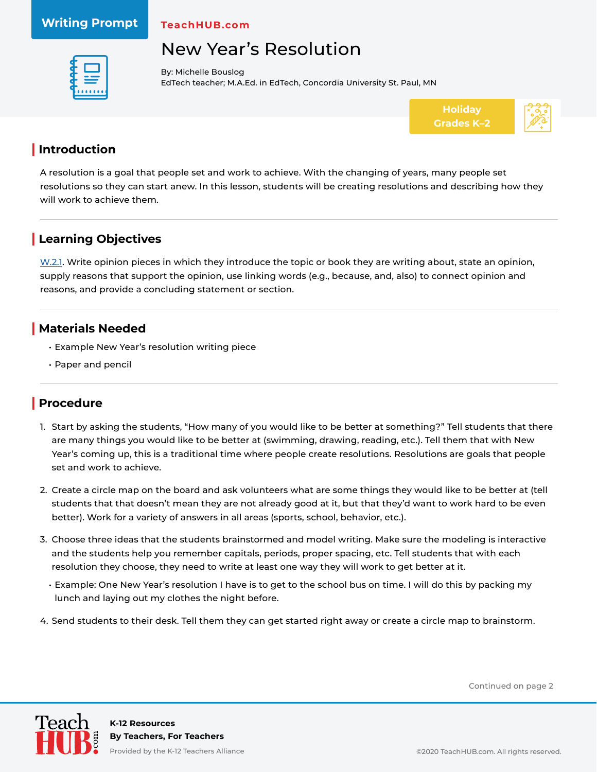Writing Prompt

TeachHUB.com

# New Year's Resolution

By: Michelle Bouslog
EdTech teacher; M.A.Ed. in EdTech, Concordia University St. Paul, MN

Holiday
Grades K–2

## Introduction

A resolution is a goal that people set and work to achieve. With the changing of years, many people set resolutions so they can start anew. In this lesson, students will be creating resolutions and describing how they will work to achieve them.

## Learning Objectives

W.2.1. Write opinion pieces in which they introduce the topic or book they are writing about, state an opinion, supply reasons that support the opinion, use linking words (e.g., because, and, also) to connect opinion and reasons, and provide a concluding statement or section.

## Materials Needed

- Example New Year's resolution writing piece
- Paper and pencil

## Procedure

1. Start by asking the students, "How many of you would like to be better at something?" Tell students that there are many things you would like to be better at (swimming, drawing, reading, etc.). Tell them that with New Year's coming up, this is a traditional time where people create resolutions. Resolutions are goals that people set and work to achieve.
2. Create a circle map on the board and ask volunteers what are some things they would like to be better at (tell students that that doesn't mean they are not already good at it, but that they'd want to work hard to be even better). Work for a variety of answers in all areas (sports, school, behavior, etc.).
3. Choose three ideas that the students brainstormed and model writing. Make sure the modeling is interactive and the students help you remember capitals, periods, proper spacing, etc. Tell students that with each resolution they choose, they need to write at least one way they will work to get better at it.
   - Example: One New Year's resolution I have is to get to the school bus on time. I will do this by packing my lunch and laying out my clothes the night before.
4. Send students to their desk. Tell them they can get started right away or create a circle map to brainstorm.

Continued on page 2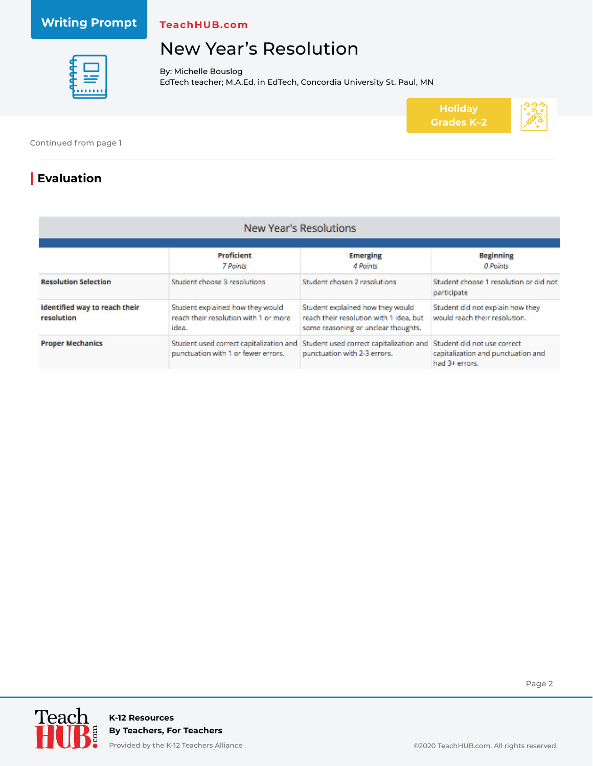Continued from page 1

## Evaluation

| New Year's Resolutions | | | |
|---|---|---|---|
| | **Proficient** *7 Points* | **Emerging** *4 Points* | **Beginning** *0 Points* |
| **Resolution Selection** | Student choose 3 resolutions | Student chosen 2 resolutions | Student choose 1 resolution or did not participate |
| **Identified way to reach their resolution** | Student explained how they would reach their resolution with 1 or more idea. | Student explained how they would reach their resolution with 1 idea, but some reasoning or unclear thoughts. | Student did not explain how they would reach their resolution. |
| **Proper Mechanics** | Student used correct capitalization and punctuation with 1 or fewer errors. | Student used correct capitalization and punctuation with 2-3 errors. | Student did not use correct capitalization and punctuation and had 3+ errors. |